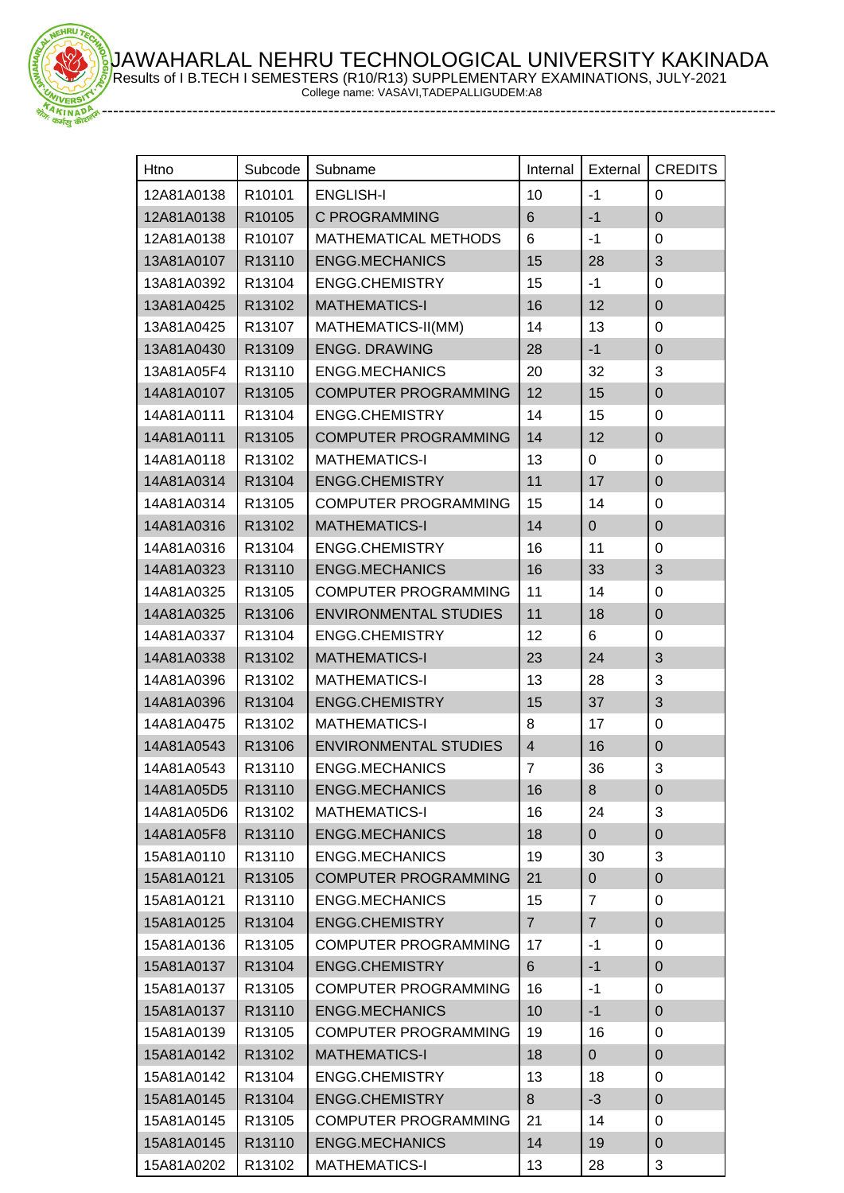# JAWAHARLAL NEHRU TECHNOLOGICAL UNIVERSITY KAKINADA

Results of I B.TECH I SEMESTERS (R10/R13) SUPPLEMENTARY EXAMINATIONS, JULY-2021

College name: VASAVI,TADEPALLIGUDEM:A8

| Htno | Subcode | Subname | Internal | External | CREDITS |
|---|---|---|---|---|---|
| 12A81A0138 | R10101 | ENGLISH-I | 10 | -1 | 0 |
| 12A81A0138 | R10105 | C PROGRAMMING | 6 | -1 | 0 |
| 12A81A0138 | R10107 | MATHEMATICAL METHODS | 6 | -1 | 0 |
| 13A81A0107 | R13110 | ENGG.MECHANICS | 15 | 28 | 3 |
| 13A81A0392 | R13104 | ENGG.CHEMISTRY | 15 | -1 | 0 |
| 13A81A0425 | R13102 | MATHEMATICS-I | 16 | 12 | 0 |
| 13A81A0425 | R13107 | MATHEMATICS-II(MM) | 14 | 13 | 0 |
| 13A81A0430 | R13109 | ENGG. DRAWING | 28 | -1 | 0 |
| 13A81A05F4 | R13110 | ENGG.MECHANICS | 20 | 32 | 3 |
| 14A81A0107 | R13105 | COMPUTER PROGRAMMING | 12 | 15 | 0 |
| 14A81A0111 | R13104 | ENGG.CHEMISTRY | 14 | 15 | 0 |
| 14A81A0111 | R13105 | COMPUTER PROGRAMMING | 14 | 12 | 0 |
| 14A81A0118 | R13102 | MATHEMATICS-I | 13 | 0 | 0 |
| 14A81A0314 | R13104 | ENGG.CHEMISTRY | 11 | 17 | 0 |
| 14A81A0314 | R13105 | COMPUTER PROGRAMMING | 15 | 14 | 0 |
| 14A81A0316 | R13102 | MATHEMATICS-I | 14 | 0 | 0 |
| 14A81A0316 | R13104 | ENGG.CHEMISTRY | 16 | 11 | 0 |
| 14A81A0323 | R13110 | ENGG.MECHANICS | 16 | 33 | 3 |
| 14A81A0325 | R13105 | COMPUTER PROGRAMMING | 11 | 14 | 0 |
| 14A81A0325 | R13106 | ENVIRONMENTAL STUDIES | 11 | 18 | 0 |
| 14A81A0337 | R13104 | ENGG.CHEMISTRY | 12 | 6 | 0 |
| 14A81A0338 | R13102 | MATHEMATICS-I | 23 | 24 | 3 |
| 14A81A0396 | R13102 | MATHEMATICS-I | 13 | 28 | 3 |
| 14A81A0396 | R13104 | ENGG.CHEMISTRY | 15 | 37 | 3 |
| 14A81A0475 | R13102 | MATHEMATICS-I | 8 | 17 | 0 |
| 14A81A0543 | R13106 | ENVIRONMENTAL STUDIES | 4 | 16 | 0 |
| 14A81A0543 | R13110 | ENGG.MECHANICS | 7 | 36 | 3 |
| 14A81A05D5 | R13110 | ENGG.MECHANICS | 16 | 8 | 0 |
| 14A81A05D6 | R13102 | MATHEMATICS-I | 16 | 24 | 3 |
| 14A81A05F8 | R13110 | ENGG.MECHANICS | 18 | 0 | 0 |
| 15A81A0110 | R13110 | ENGG.MECHANICS | 19 | 30 | 3 |
| 15A81A0121 | R13105 | COMPUTER PROGRAMMING | 21 | 0 | 0 |
| 15A81A0121 | R13110 | ENGG.MECHANICS | 15 | 7 | 0 |
| 15A81A0125 | R13104 | ENGG.CHEMISTRY | 7 | 7 | 0 |
| 15A81A0136 | R13105 | COMPUTER PROGRAMMING | 17 | -1 | 0 |
| 15A81A0137 | R13104 | ENGG.CHEMISTRY | 6 | -1 | 0 |
| 15A81A0137 | R13105 | COMPUTER PROGRAMMING | 16 | -1 | 0 |
| 15A81A0137 | R13110 | ENGG.MECHANICS | 10 | -1 | 0 |
| 15A81A0139 | R13105 | COMPUTER PROGRAMMING | 19 | 16 | 0 |
| 15A81A0142 | R13102 | MATHEMATICS-I | 18 | 0 | 0 |
| 15A81A0142 | R13104 | ENGG.CHEMISTRY | 13 | 18 | 0 |
| 15A81A0145 | R13104 | ENGG.CHEMISTRY | 8 | -3 | 0 |
| 15A81A0145 | R13105 | COMPUTER PROGRAMMING | 21 | 14 | 0 |
| 15A81A0145 | R13110 | ENGG.MECHANICS | 14 | 19 | 0 |
| 15A81A0202 | R13102 | MATHEMATICS-I | 13 | 28 | 3 |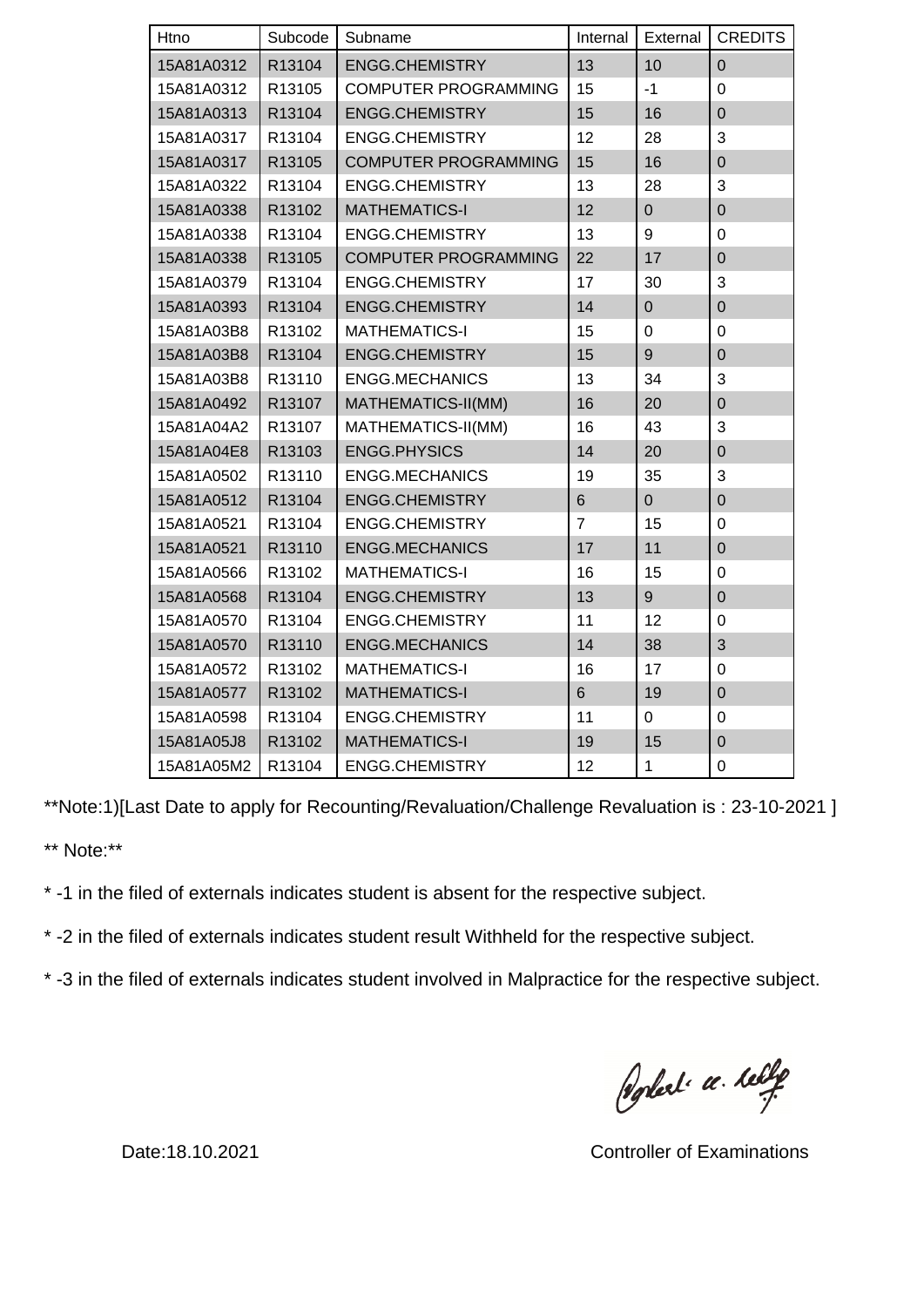| Htno | Subcode | Subname | Internal | External | CREDITS |
|---|---|---|---|---|---|
| 15A81A0312 | R13104 | ENGG.CHEMISTRY | 13 | 10 | 0 |
| 15A81A0312 | R13105 | COMPUTER PROGRAMMING | 15 | -1 | 0 |
| 15A81A0313 | R13104 | ENGG.CHEMISTRY | 15 | 16 | 0 |
| 15A81A0317 | R13104 | ENGG.CHEMISTRY | 12 | 28 | 3 |
| 15A81A0317 | R13105 | COMPUTER PROGRAMMING | 15 | 16 | 0 |
| 15A81A0322 | R13104 | ENGG.CHEMISTRY | 13 | 28 | 3 |
| 15A81A0338 | R13102 | MATHEMATICS-I | 12 | 0 | 0 |
| 15A81A0338 | R13104 | ENGG.CHEMISTRY | 13 | 9 | 0 |
| 15A81A0338 | R13105 | COMPUTER PROGRAMMING | 22 | 17 | 0 |
| 15A81A0379 | R13104 | ENGG.CHEMISTRY | 17 | 30 | 3 |
| 15A81A0393 | R13104 | ENGG.CHEMISTRY | 14 | 0 | 0 |
| 15A81A03B8 | R13102 | MATHEMATICS-I | 15 | 0 | 0 |
| 15A81A03B8 | R13104 | ENGG.CHEMISTRY | 15 | 9 | 0 |
| 15A81A03B8 | R13110 | ENGG.MECHANICS | 13 | 34 | 3 |
| 15A81A0492 | R13107 | MATHEMATICS-II(MM) | 16 | 20 | 0 |
| 15A81A04A2 | R13107 | MATHEMATICS-II(MM) | 16 | 43 | 3 |
| 15A81A04E8 | R13103 | ENGG.PHYSICS | 14 | 20 | 0 |
| 15A81A0502 | R13110 | ENGG.MECHANICS | 19 | 35 | 3 |
| 15A81A0512 | R13104 | ENGG.CHEMISTRY | 6 | 0 | 0 |
| 15A81A0521 | R13104 | ENGG.CHEMISTRY | 7 | 15 | 0 |
| 15A81A0521 | R13110 | ENGG.MECHANICS | 17 | 11 | 0 |
| 15A81A0566 | R13102 | MATHEMATICS-I | 16 | 15 | 0 |
| 15A81A0568 | R13104 | ENGG.CHEMISTRY | 13 | 9 | 0 |
| 15A81A0570 | R13104 | ENGG.CHEMISTRY | 11 | 12 | 0 |
| 15A81A0570 | R13110 | ENGG.MECHANICS | 14 | 38 | 3 |
| 15A81A0572 | R13102 | MATHEMATICS-I | 16 | 17 | 0 |
| 15A81A0577 | R13102 | MATHEMATICS-I | 6 | 19 | 0 |
| 15A81A0598 | R13104 | ENGG.CHEMISTRY | 11 | 0 | 0 |
| 15A81A05J8 | R13102 | MATHEMATICS-I | 19 | 15 | 0 |
| 15A81A05M2 | R13104 | ENGG.CHEMISTRY | 12 | 1 | 0 |

**Note:1)[Last Date to apply for Recounting/Revaluation/Challenge Revaluation is : 23-10-2021 ]

** Note:**

* -1 in the filed of externals indicates student is absent for the respective subject.

* -2 in the filed of externals indicates student result Withheld for the respective subject.

* -3 in the filed of externals indicates student involved in Malpractice for the respective subject.

Date:18.10.2021

Controller of Examinations